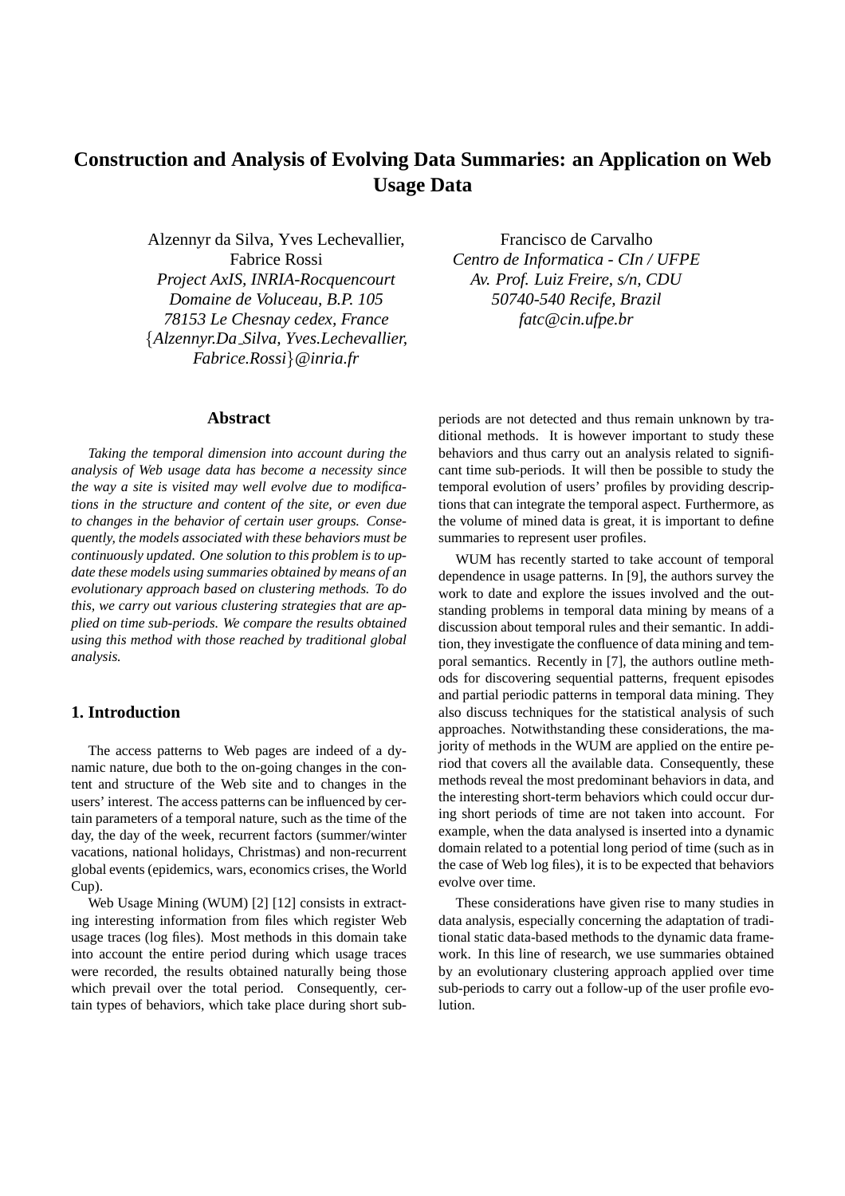# Construction and Analysis of Evolving Data Summaries: an Application on Web Usage Data

Alzennyr da Silva, Yves Lechevallier, Fabrice Rossi
*Project AxIS, INRIA-Rocquencourt*
*Domaine de Voluceau, B.P. 105*
*78153 Le Chesnay cedex, France*
*{Alzennyr.Da_Silva, Yves.Lechevallier, Fabrice.Rossi}@inria.fr*

Francisco de Carvalho
*Centro de Informatica - CIn / UFPE*
*Av. Prof. Luiz Freire, s/n, CDU*
*50740-540 Recife, Brazil*
*fatc@cin.ufpe.br*

## Abstract

*Taking the temporal dimension into account during the analysis of Web usage data has become a necessity since the way a site is visited may well evolve due to modifications in the structure and content of the site, or even due to changes in the behavior of certain user groups. Consequently, the models associated with these behaviors must be continuously updated. One solution to this problem is to update these models using summaries obtained by means of an evolutionary approach based on clustering methods. To do this, we carry out various clustering strategies that are applied on time sub-periods. We compare the results obtained using this method with those reached by traditional global analysis.*

## 1. Introduction

The access patterns to Web pages are indeed of a dynamic nature, due both to the on-going changes in the content and structure of the Web site and to changes in the users' interest. The access patterns can be influenced by certain parameters of a temporal nature, such as the time of the day, the day of the week, recurrent factors (summer/winter vacations, national holidays, Christmas) and non-recurrent global events (epidemics, wars, economics crises, the World Cup).

Web Usage Mining (WUM) [2] [12] consists in extracting interesting information from files which register Web usage traces (log files). Most methods in this domain take into account the entire period during which usage traces were recorded, the results obtained naturally being those which prevail over the total period. Consequently, certain types of behaviors, which take place during short sub-periods are not detected and thus remain unknown by traditional methods. It is however important to study these behaviors and thus carry out an analysis related to significant time sub-periods. It will then be possible to study the temporal evolution of users' profiles by providing descriptions that can integrate the temporal aspect. Furthermore, as the volume of mined data is great, it is important to define summaries to represent user profiles.

WUM has recently started to take account of temporal dependence in usage patterns. In [9], the authors survey the work to date and explore the issues involved and the outstanding problems in temporal data mining by means of a discussion about temporal rules and their semantic. In addition, they investigate the confluence of data mining and temporal semantics. Recently in [7], the authors outline methods for discovering sequential patterns, frequent episodes and partial periodic patterns in temporal data mining. They also discuss techniques for the statistical analysis of such approaches. Notwithstanding these considerations, the majority of methods in the WUM are applied on the entire period that covers all the available data. Consequently, these methods reveal the most predominant behaviors in data, and the interesting short-term behaviors which could occur during short periods of time are not taken into account. For example, when the data analysed is inserted into a dynamic domain related to a potential long period of time (such as in the case of Web log files), it is to be expected that behaviors evolve over time.

These considerations have given rise to many studies in data analysis, especially concerning the adaptation of traditional static data-based methods to the dynamic data framework. In this line of research, we use summaries obtained by an evolutionary clustering approach applied over time sub-periods to carry out a follow-up of the user profile evolution.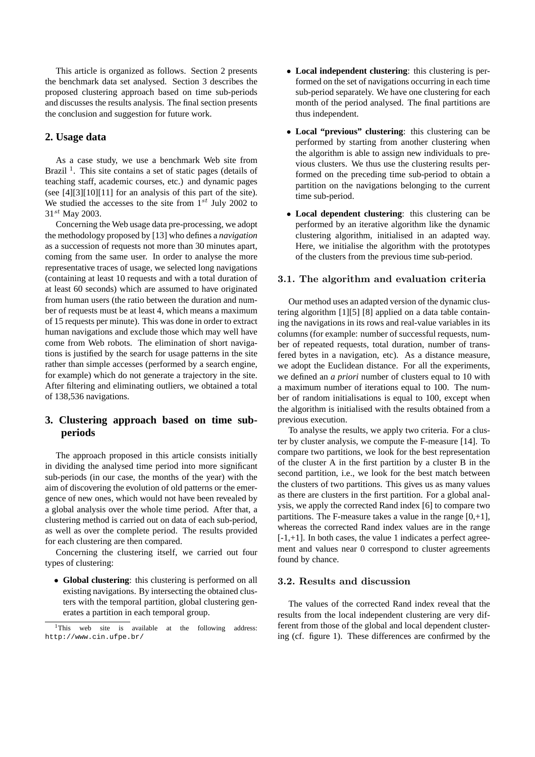This article is organized as follows. Section 2 presents the benchmark data set analysed. Section 3 describes the proposed clustering approach based on time sub-periods and discusses the results analysis. The final section presents the conclusion and suggestion for future work.

## 2. Usage data

As a case study, we use a benchmark Web site from Brazil [1]. This site contains a set of static pages (details of teaching staff, academic courses, etc.) and dynamic pages (see [4][3][10][11] for an analysis of this part of the site). We studied the accesses to the site from $1^{st}$ July 2002 to $31^{st}$ May 2003.

Concerning the Web usage data pre-processing, we adopt the methodology proposed by [13] who defines a *navigation* as a succession of requests not more than 30 minutes apart, coming from the same user. In order to analyse the more representative traces of usage, we selected long navigations (containing at least 10 requests and with a total duration of at least 60 seconds) which are assumed to have originated from human users (the ratio between the duration and number of requests must be at least 4, which means a maximum of 15 requests per minute). This was done in order to extract human navigations and exclude those which may well have come from Web robots. The elimination of short navigations is justified by the search for usage patterns in the site rather than simple accesses (performed by a search engine, for example) which do not generate a trajectory in the site. After filtering and eliminating outliers, we obtained a total of 138,536 navigations.

## 3. Clustering approach based on time sub-periods

The approach proposed in this article consists initially in dividing the analysed time period into more significant sub-periods (in our case, the months of the year) with the aim of discovering the evolution of old patterns or the emergence of new ones, which would not have been revealed by a global analysis over the whole time period. After that, a clustering method is carried out on data of each sub-period, as well as over the complete period. The results provided for each clustering are then compared.

Concerning the clustering itself, we carried out four types of clustering:

- **Global clustering**: this clustering is performed on all existing navigations. By intersecting the obtained clusters with the temporal partition, global clustering generates a partition in each temporal group.
- **Local independent clustering**: this clustering is performed on the set of navigations occurring in each time sub-period separately. We have one clustering for each month of the period analysed. The final partitions are thus independent.
- **Local "previous" clustering**: this clustering can be performed by starting from another clustering when the algorithm is able to assign new individuals to previous clusters. We thus use the clustering results performed on the preceding time sub-period to obtain a partition on the navigations belonging to the current time sub-period.
- **Local dependent clustering**: this clustering can be performed by an iterative algorithm like the dynamic clustering algorithm, initialised in an adapted way. Here, we initialise the algorithm with the prototypes of the clusters from the previous time sub-period.

### 3.1. The algorithm and evaluation criteria

Our method uses an adapted version of the dynamic clustering algorithm [1][5] [8] applied on a data table containing the navigations in its rows and real-value variables in its columns (for example: number of successful requests, number of repeated requests, total duration, number of transfered bytes in a navigation, etc). As a distance measure, we adopt the Euclidean distance. For all the experiments, we defined an *a priori* number of clusters equal to 10 with a maximum number of iterations equal to 100. The number of random initialisations is equal to 100, except when the algorithm is initialised with the results obtained from a previous execution.

To analyse the results, we apply two criteria. For a cluster by cluster analysis, we compute the F-measure [14]. To compare two partitions, we look for the best representation of the cluster A in the first partition by a cluster B in the second partition, i.e., we look for the best match between the clusters of two partitions. This gives us as many values as there are clusters in the first partition. For a global analysis, we apply the corrected Rand index [6] to compare two partitions. The F-measure takes a value in the range [0,+1], whereas the corrected Rand index values are in the range [-1,+1]. In both cases, the value 1 indicates a perfect agreement and values near 0 correspond to cluster agreements found by chance.

### 3.2. Results and discussion

The values of the corrected Rand index reveal that the results from the local independent clustering are very different from those of the global and local dependent clustering (cf. figure 1). These differences are confirmed by the

[1] This web site is available at the following address: http://www.cin.ufpe.br/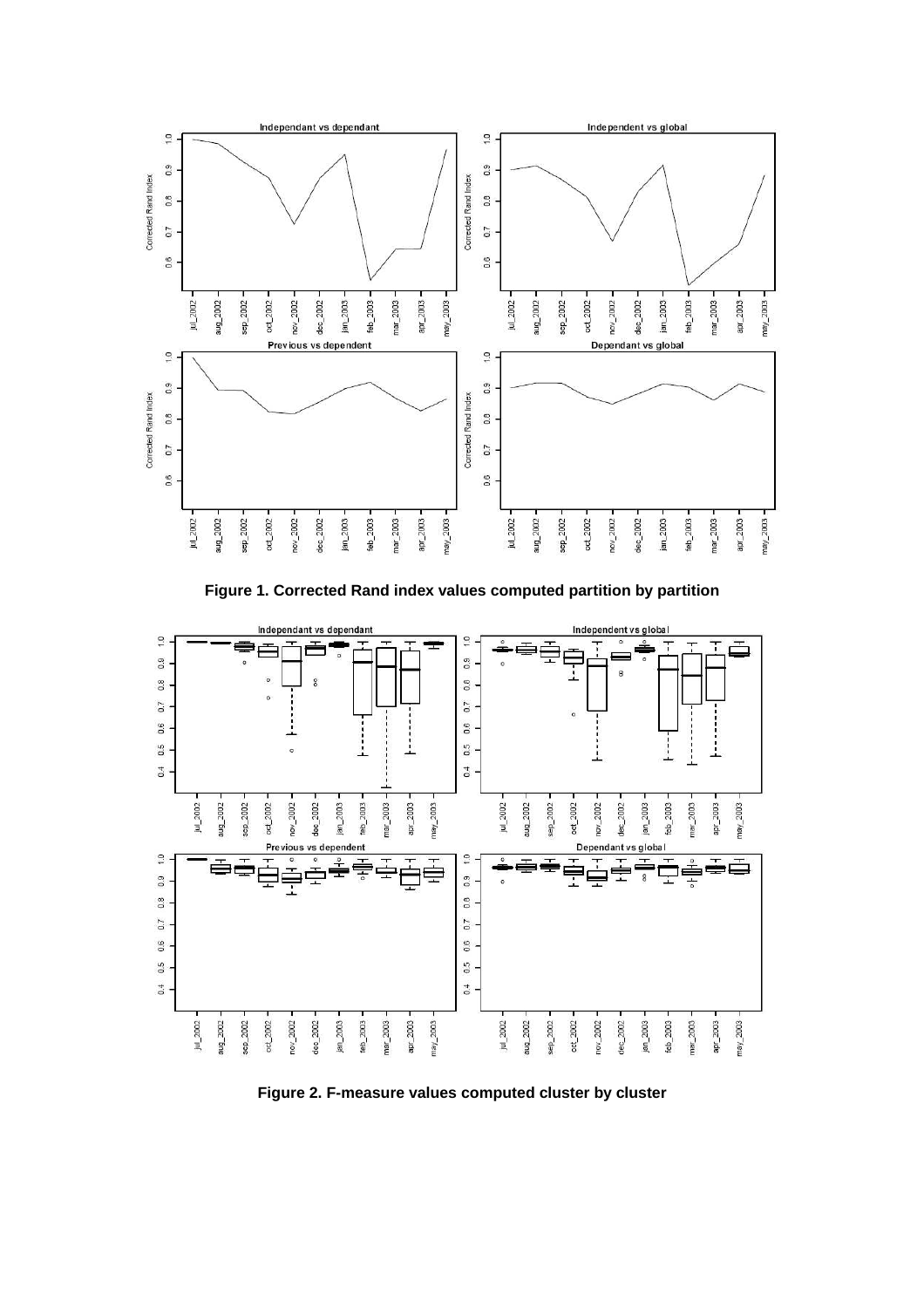**Figure 1. Corrected Rand index values computed partition by partition**

**Figure 2. F-measure values computed cluster by cluster**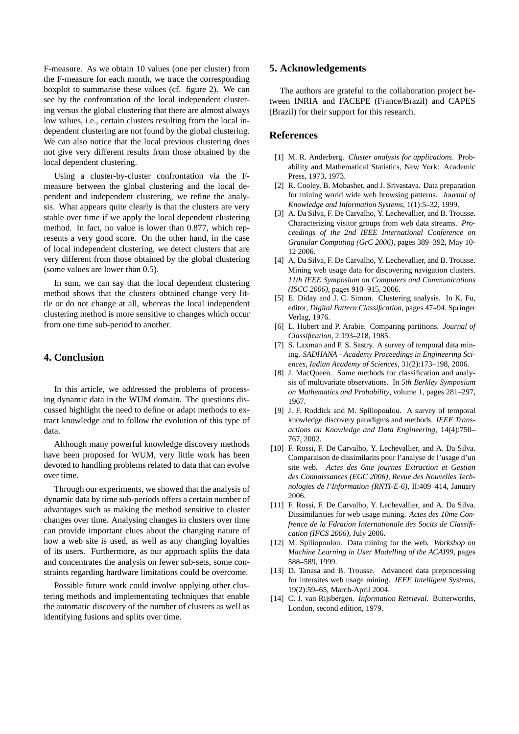F-measure. As we obtain 10 values (one per cluster) from the F-measure for each month, we trace the corresponding boxplot to summarise these values (cf. figure 2). We can see by the confrontation of the local independent clustering versus the global clustering that there are almost always low values, i.e., certain clusters resulting from the local independent clustering are not found by the global clustering. We can also notice that the local previous clustering does not give very different results from those obtained by the local dependent clustering.

Using a cluster-by-cluster confrontation via the F-measure between the global clustering and the local dependent and independent clustering, we refine the analysis. What appears quite clearly is that the clusters are very stable over time if we apply the local dependent clustering method. In fact, no value is lower than 0.877, which represents a very good score. On the other hand, in the case of local independent clustering, we detect clusters that are very different from those obtained by the global clustering (some values are lower than 0.5).

In sum, we can say that the local dependent clustering method shows that the clusters obtained change very little or do not change at all, whereas the local independent clustering method is more sensitive to changes which occur from one time sub-period to another.

## 4. Conclusion

In this article, we addressed the problems of processing dynamic data in the WUM domain. The questions discussed highlight the need to define or adapt methods to extract knowledge and to follow the evolution of this type of data.

Although many powerful knowledge discovery methods have been proposed for WUM, very little work has been devoted to handling problems related to data that can evolve over time.

Through our experiments, we showed that the analysis of dynamic data by time sub-periods offers a certain number of advantages such as making the method sensitive to cluster changes over time. Analysing changes in clusters over time can provide important clues about the changing nature of how a web site is used, as well as any changing loyalties of its users. Furthermore, as our approach splits the data and concentrates the analysis on fewer sub-sets, some constraints regarding hardware limitations could be overcome.

Possible future work could involve applying other clustering methods and implementating techniques that enable the automatic discovery of the number of clusters as well as identifying fusions and splits over time.

## 5. Acknowledgements

The authors are grateful to the collaboration project between INRIA and FACEPE (France/Brazil) and CAPES (Brazil) for their support for this research.

## References

[1] M. R. Anderberg. *Cluster analysis for applications*. Probability and Mathematical Statistics, New York: Academic Press, 1973, 1973.

[2] R. Cooley, B. Mobasher, and J. Srivastava. Data preparation for mining world wide web browsing patterns. *Journal of Knowledge and Information Systems*, 1(1):5–32, 1999.

[3] A. Da Silva, F. De Carvalho, Y. Lechevallier, and B. Trousse. Characterizing visitor groups from web data streams. *Proceedings of the 2nd IEEE International Conference on Granular Computing (GrC 2006)*, pages 389–392, May 10-12 2006.

[4] A. Da Silva, F. De Carvalho, Y. Lechevallier, and B. Trousse. Mining web usage data for discovering navigation clusters. *11th IEEE Symposium on Computers and Communications (ISCC 2006)*, pages 910–915, 2006.

[5] E. Diday and J. C. Simon. Clustering analysis. In K. Fu, editor, *Digital Pattern Classification*, pages 47–94. Springer Verlag, 1976.

[6] L. Hubert and P. Arabie. Comparing partitions. *Journal of Classification*, 2:193–218, 1985.

[7] S. Laxman and P. S. Sastry. A survey of temporal data mining. *SADHANA - Academy Proceedings in Engineering Sciences, Indian Academy of Sciences*, 31(2):173–198, 2006.

[8] J. MacQueen. Some methods for classification and analysis of multivariate observations. In *5th Berkley Symposium on Mathematics and Probability*, volume 1, pages 281–297, 1967.

[9] J. F. Roddick and M. Spiliopoulou. A survey of temporal knowledge discovery paradigms and methods. *IEEE Transactions on Knowledge and Data Engineering*, 14(4):750–767, 2002.

[10] F. Rossi, F. De Carvalho, Y. Lechevallier, and A. Da Silva. Comparaison de dissimilarits pour l'analyse de l'usage d'un site web. *Actes des 6me journes Extraction et Gestion des Connaissances (EGC 2006), Revue des Nouvelles Technologies de l'Information (RNTI-E-6)*, II:409–414, January 2006.

[11] F. Rossi, F. De Carvalho, Y. Lechevallier, and A. Da Silva. Dissimilarities for web usage mining. *Actes des 10me Conference de la Fdration Internationale des Socits de Classification (IFCS 2006)*, July 2006.

[12] M. Spiliopoulou. Data mining for the web. *Workshop on Machine Learning in User Modelling of the ACAI99*, pages 588–589, 1999.

[13] D. Tanasa and B. Trousse. Advanced data preprocessing for intersites web usage mining. *IEEE Intelligent Systems*, 19(2):59–65, March-April 2004.

[14] C. J. van Rijsbergen. *Information Retrieval*. Butterworths, London, second edition, 1979.